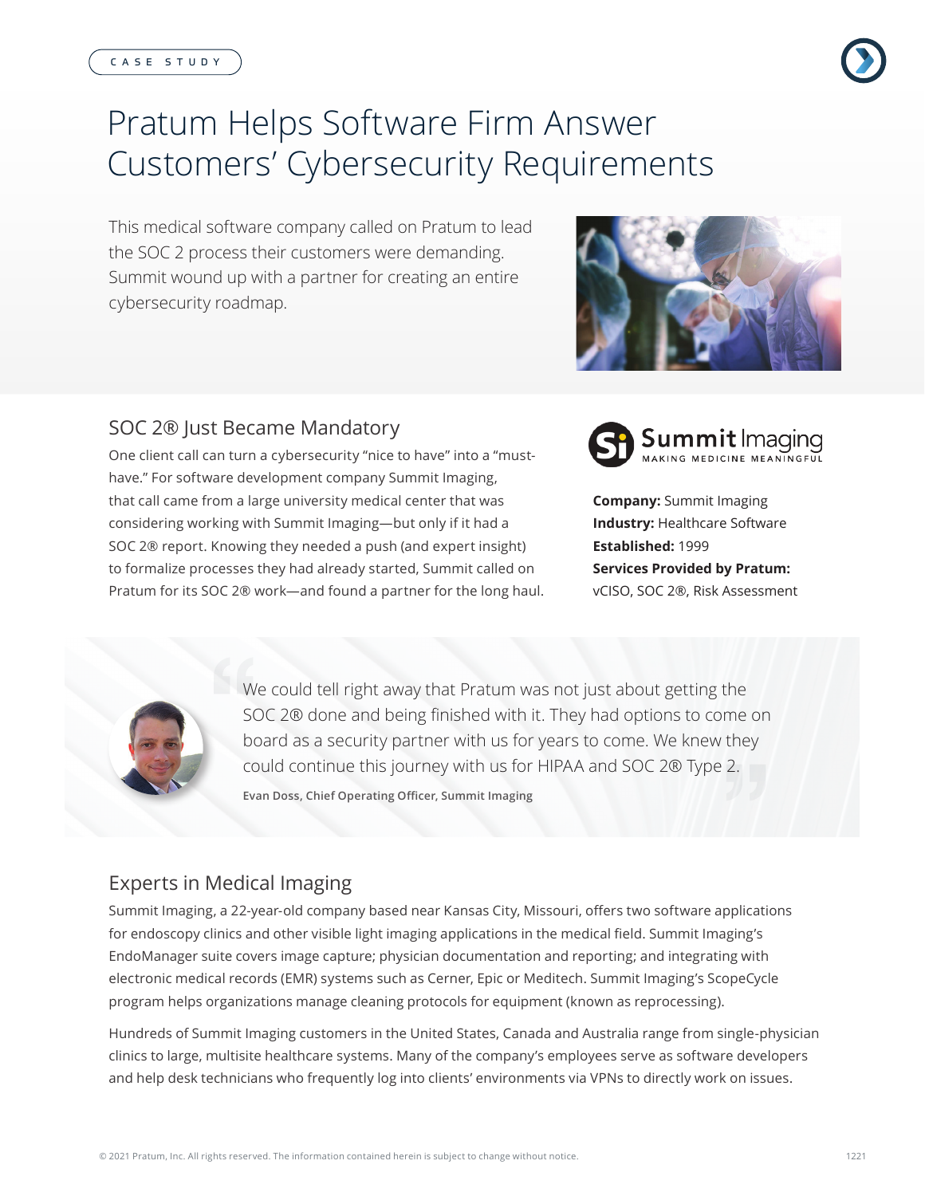CASE STUDY

# Pratum Helps Software Firm Answer Customers' Cybersecurity Requirements

This medical software company called on Pratum to lead the SOC 2 process their customers were demanding. Summit wound up with a partner for creating an entire cybersecurity roadmap.

## SOC 2® Just Became Mandatory

One client call can turn a cybersecurity "nice to have" into a "must-have." For software development company Summit Imaging, that call came from a large university medical center that was considering working with Summit Imaging—but only if it had a SOC 2® report. Knowing they needed a push (and expert insight) to formalize processes they had already started, Summit called on Pratum for its SOC 2® work—and found a partner for the long haul.

Summit Imaging
MAKING MEDICINE MEANINGFUL

**Company:** Summit Imaging
**Industry:** Healthcare Software
**Established:** 1999
**Services Provided by Pratum:**
vCISO, SOC 2®, Risk Assessment

> We could tell right away that Pratum was not just about getting the SOC 2® done and being finished with it. They had options to come on board as a security partner with us for years to come. We knew they could continue this journey with us for HIPAA and SOC 2® Type 2.
>
> Evan Doss, Chief Operating Officer, Summit Imaging

## Experts in Medical Imaging

Summit Imaging, a 22-year-old company based near Kansas City, Missouri, offers two software applications for endoscopy clinics and other visible light imaging applications in the medical field. Summit Imaging's EndoManager suite covers image capture; physician documentation and reporting; and integrating with electronic medical records (EMR) systems such as Cerner, Epic or Meditech. Summit Imaging's ScopeCycle program helps organizations manage cleaning protocols for equipment (known as reprocessing).

Hundreds of Summit Imaging customers in the United States, Canada and Australia range from single-physician clinics to large, multisite healthcare systems. Many of the company's employees serve as software developers and help desk technicians who frequently log into clients' environments via VPNs to directly work on issues.

© 2021 Pratum, Inc. All rights reserved. The information contained herein is subject to change without notice.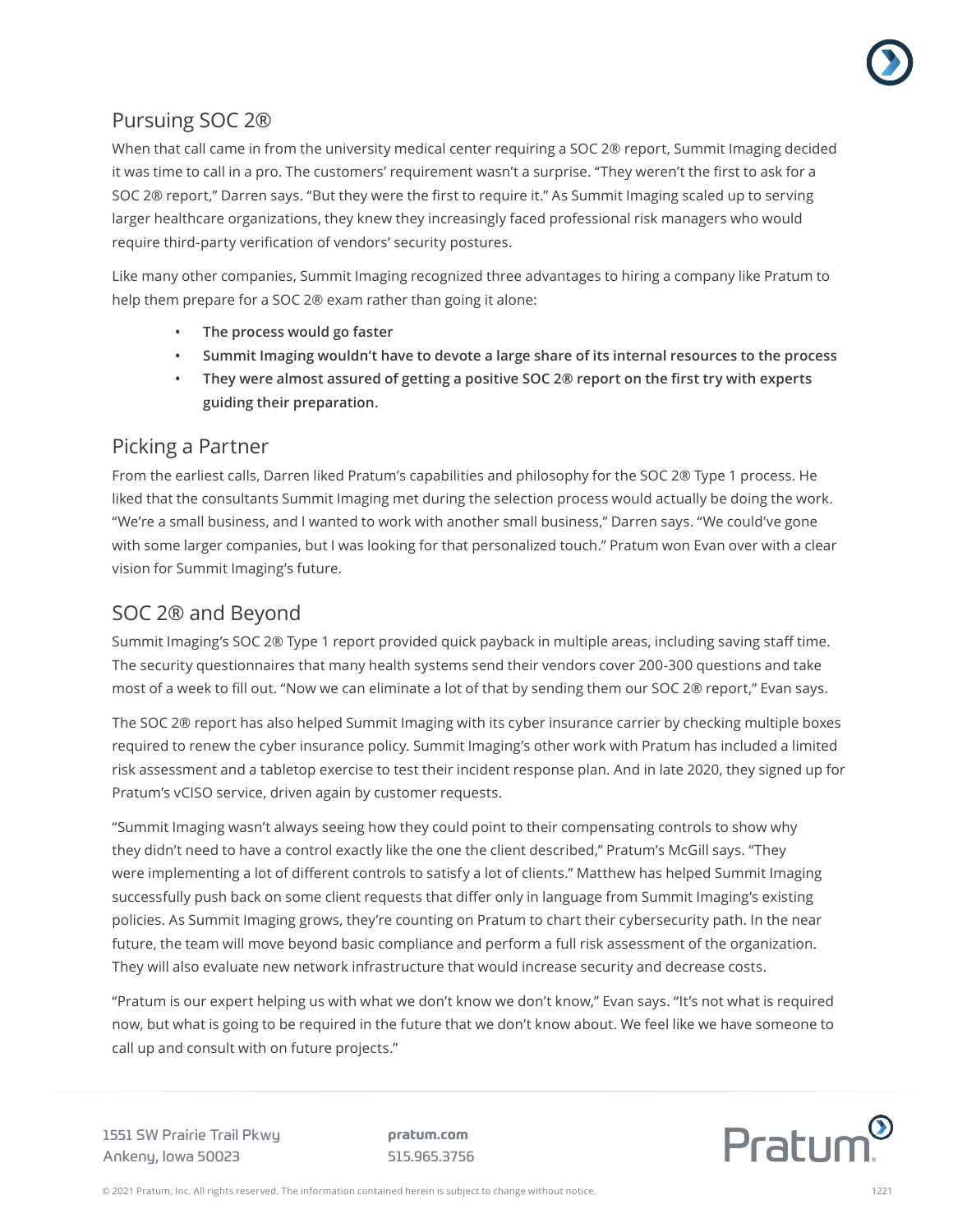## Pursuing SOC 2®

When that call came in from the university medical center requiring a SOC 2® report, Summit Imaging decided it was time to call in a pro. The customers' requirement wasn't a surprise. "They weren't the first to ask for a SOC 2® report," Darren says. "But they were the first to require it." As Summit Imaging scaled up to serving larger healthcare organizations, they knew they increasingly faced professional risk managers who would require third-party verification of vendors' security postures.

Like many other companies, Summit Imaging recognized three advantages to hiring a company like Pratum to help them prepare for a SOC 2® exam rather than going it alone:

- **The process would go faster**
- **Summit Imaging wouldn't have to devote a large share of its internal resources to the process**
- **They were almost assured of getting a positive SOC 2® report on the first try with experts guiding their preparation.**

## Picking a Partner

From the earliest calls, Darren liked Pratum's capabilities and philosophy for the SOC 2® Type 1 process. He liked that the consultants Summit Imaging met during the selection process would actually be doing the work. "We're a small business, and I wanted to work with another small business," Darren says. "We could've gone with some larger companies, but I was looking for that personalized touch." Pratum won Evan over with a clear vision for Summit Imaging's future.

## SOC 2® and Beyond

Summit Imaging's SOC 2® Type 1 report provided quick payback in multiple areas, including saving staff time. The security questionnaires that many health systems send their vendors cover 200-300 questions and take most of a week to fill out. "Now we can eliminate a lot of that by sending them our SOC 2® report," Evan says.

The SOC 2® report has also helped Summit Imaging with its cyber insurance carrier by checking multiple boxes required to renew the cyber insurance policy. Summit Imaging's other work with Pratum has included a limited risk assessment and a tabletop exercise to test their incident response plan. And in late 2020, they signed up for Pratum's vCISO service, driven again by customer requests.

"Summit Imaging wasn't always seeing how they could point to their compensating controls to show why they didn't need to have a control exactly like the one the client described," Pratum's McGill says. "They were implementing a lot of different controls to satisfy a lot of clients." Matthew has helped Summit Imaging successfully push back on some client requests that differ only in language from Summit Imaging's existing policies. As Summit Imaging grows, they're counting on Pratum to chart their cybersecurity path. In the near future, the team will move beyond basic compliance and perform a full risk assessment of the organization. They will also evaluate new network infrastructure that would increase security and decrease costs.

"Pratum is our expert helping us with what we don't know we don't know," Evan says. "It's not what is required now, but what is going to be required in the future that we don't know about. We feel like we have someone to call up and consult with on future projects."

1551 SW Prairie Trail Pkwy
Ankeny, Iowa 50023

pratum.com
515.965.3756

© 2021 Pratum, Inc. All rights reserved. The information contained herein is subject to change without notice.